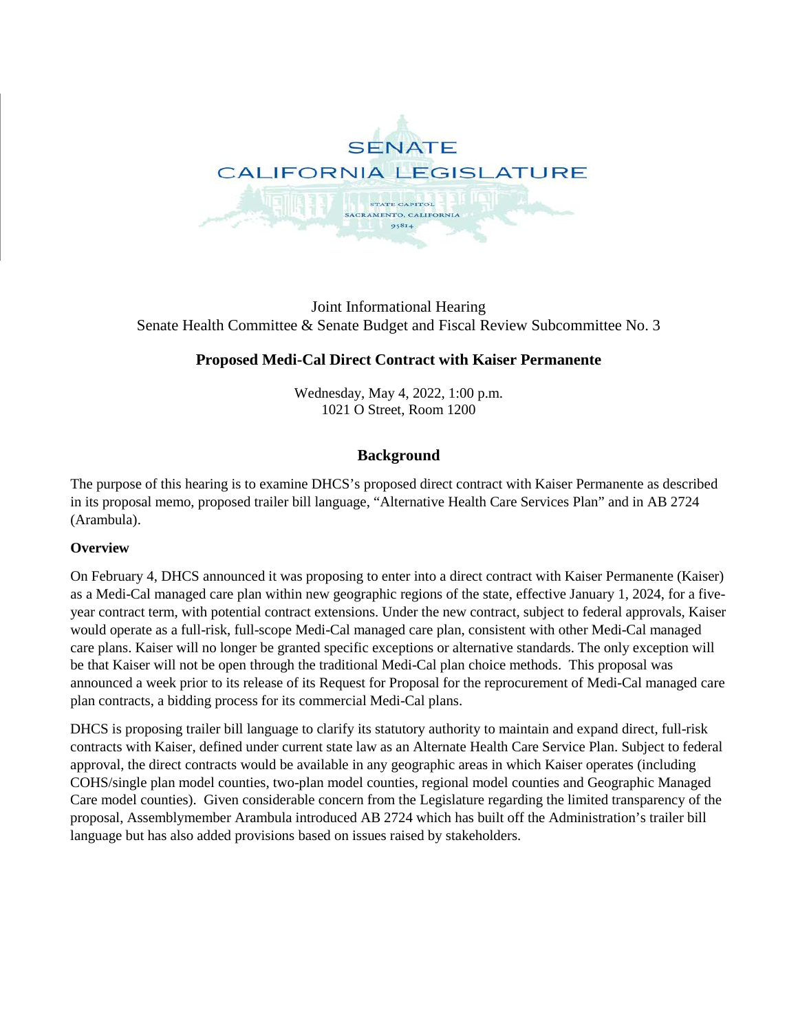SENATE
CALIFORNIA LEGISLATURE

STATE CAPITOL
SACRAMENTO, CALIFORNIA
95814

Joint Informational Hearing
Senate Health Committee & Senate Budget and Fiscal Review Subcommittee No. 3

**Proposed Medi-Cal Direct Contract with Kaiser Permanente**

Wednesday, May 4, 2022, 1:00 p.m.
1021 O Street, Room 1200

## Background

The purpose of this hearing is to examine DHCS's proposed direct contract with Kaiser Permanente as described in its proposal memo, proposed trailer bill language, "Alternative Health Care Services Plan" and in AB 2724 (Arambula).

### Overview

On February 4, DHCS announced it was proposing to enter into a direct contract with Kaiser Permanente (Kaiser) as a Medi-Cal managed care plan within new geographic regions of the state, effective January 1, 2024, for a five-year contract term, with potential contract extensions. Under the new contract, subject to federal approvals, Kaiser would operate as a full-risk, full-scope Medi-Cal managed care plan, consistent with other Medi-Cal managed care plans. Kaiser will no longer be granted specific exceptions or alternative standards. The only exception will be that Kaiser will not be open through the traditional Medi-Cal plan choice methods. This proposal was announced a week prior to its release of its Request for Proposal for the reprocurement of Medi-Cal managed care plan contracts, a bidding process for its commercial Medi-Cal plans.

DHCS is proposing trailer bill language to clarify its statutory authority to maintain and expand direct, full-risk contracts with Kaiser, defined under current state law as an Alternate Health Care Service Plan. Subject to federal approval, the direct contracts would be available in any geographic areas in which Kaiser operates (including COHS/single plan model counties, two-plan model counties, regional model counties and Geographic Managed Care model counties). Given considerable concern from the Legislature regarding the limited transparency of the proposal, Assemblymember Arambula introduced AB 2724 which has built off the Administration's trailer bill language but has also added provisions based on issues raised by stakeholders.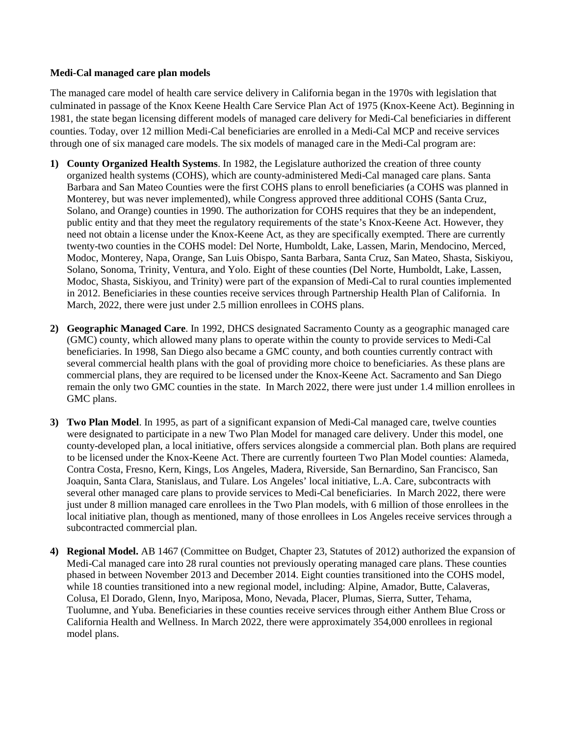**Medi-Cal managed care plan models**

The managed care model of health care service delivery in California began in the 1970s with legislation that culminated in passage of the Knox Keene Health Care Service Plan Act of 1975 (Knox-Keene Act). Beginning in 1981, the state began licensing different models of managed care delivery for Medi-Cal beneficiaries in different counties. Today, over 12 million Medi-Cal beneficiaries are enrolled in a Medi-Cal MCP and receive services through one of six managed care models. The six models of managed care in the Medi-Cal program are:

1) **County Organized Health Systems**. In 1982, the Legislature authorized the creation of three county organized health systems (COHS), which are county-administered Medi-Cal managed care plans. Santa Barbara and San Mateo Counties were the first COHS plans to enroll beneficiaries (a COHS was planned in Monterey, but was never implemented), while Congress approved three additional COHS (Santa Cruz, Solano, and Orange) counties in 1990. The authorization for COHS requires that they be an independent, public entity and that they meet the regulatory requirements of the state's Knox-Keene Act. However, they need not obtain a license under the Knox-Keene Act, as they are specifically exempted. There are currently twenty-two counties in the COHS model: Del Norte, Humboldt, Lake, Lassen, Marin, Mendocino, Merced, Modoc, Monterey, Napa, Orange, San Luis Obispo, Santa Barbara, Santa Cruz, San Mateo, Shasta, Siskiyou, Solano, Sonoma, Trinity, Ventura, and Yolo. Eight of these counties (Del Norte, Humboldt, Lake, Lassen, Modoc, Shasta, Siskiyou, and Trinity) were part of the expansion of Medi-Cal to rural counties implemented in 2012. Beneficiaries in these counties receive services through Partnership Health Plan of California. In March, 2022, there were just under 2.5 million enrollees in COHS plans.

2) **Geographic Managed Care**. In 1992, DHCS designated Sacramento County as a geographic managed care (GMC) county, which allowed many plans to operate within the county to provide services to Medi-Cal beneficiaries. In 1998, San Diego also became a GMC county, and both counties currently contract with several commercial health plans with the goal of providing more choice to beneficiaries. As these plans are commercial plans, they are required to be licensed under the Knox-Keene Act. Sacramento and San Diego remain the only two GMC counties in the state. In March 2022, there were just under 1.4 million enrollees in GMC plans.

3) **Two Plan Model**. In 1995, as part of a significant expansion of Medi-Cal managed care, twelve counties were designated to participate in a new Two Plan Model for managed care delivery. Under this model, one county-developed plan, a local initiative, offers services alongside a commercial plan. Both plans are required to be licensed under the Knox-Keene Act. There are currently fourteen Two Plan Model counties: Alameda, Contra Costa, Fresno, Kern, Kings, Los Angeles, Madera, Riverside, San Bernardino, San Francisco, San Joaquin, Santa Clara, Stanislaus, and Tulare. Los Angeles' local initiative, L.A. Care, subcontracts with several other managed care plans to provide services to Medi-Cal beneficiaries. In March 2022, there were just under 8 million managed care enrollees in the Two Plan models, with 6 million of those enrollees in the local initiative plan, though as mentioned, many of those enrollees in Los Angeles receive services through a subcontracted commercial plan.

4) **Regional Model.** AB 1467 (Committee on Budget, Chapter 23, Statutes of 2012) authorized the expansion of Medi-Cal managed care into 28 rural counties not previously operating managed care plans. These counties phased in between November 2013 and December 2014. Eight counties transitioned into the COHS model, while 18 counties transitioned into a new regional model, including: Alpine, Amador, Butte, Calaveras, Colusa, El Dorado, Glenn, Inyo, Mariposa, Mono, Nevada, Placer, Plumas, Sierra, Sutter, Tehama, Tuolumne, and Yuba. Beneficiaries in these counties receive services through either Anthem Blue Cross or California Health and Wellness. In March 2022, there were approximately 354,000 enrollees in regional model plans.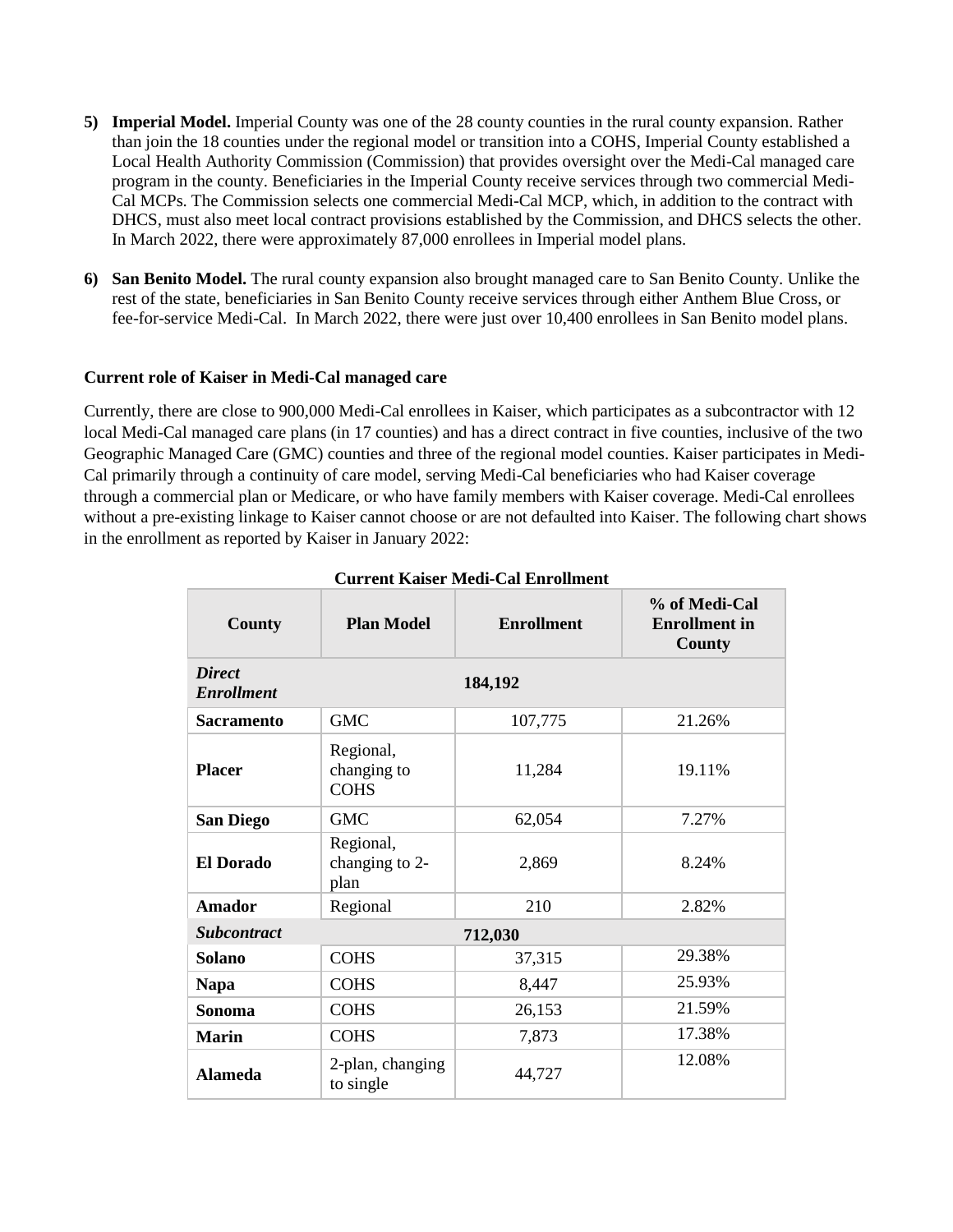5) **Imperial Model.** Imperial County was one of the 28 county counties in the rural county expansion. Rather than join the 18 counties under the regional model or transition into a COHS, Imperial County established a Local Health Authority Commission (Commission) that provides oversight over the Medi-Cal managed care program in the county. Beneficiaries in the Imperial County receive services through two commercial Medi-Cal MCPs. The Commission selects one commercial Medi-Cal MCP, which, in addition to the contract with DHCS, must also meet local contract provisions established by the Commission, and DHCS selects the other. In March 2022, there were approximately 87,000 enrollees in Imperial model plans.

6) **San Benito Model.** The rural county expansion also brought managed care to San Benito County. Unlike the rest of the state, beneficiaries in San Benito County receive services through either Anthem Blue Cross, or fee-for-service Medi-Cal. In March 2022, there were just over 10,400 enrollees in San Benito model plans.

**Current role of Kaiser in Medi-Cal managed care**

Currently, there are close to 900,000 Medi-Cal enrollees in Kaiser, which participates as a subcontractor with 12 local Medi-Cal managed care plans (in 17 counties) and has a direct contract in five counties, inclusive of the two Geographic Managed Care (GMC) counties and three of the regional model counties. Kaiser participates in Medi-Cal primarily through a continuity of care model, serving Medi-Cal beneficiaries who had Kaiser coverage through a commercial plan or Medicare, or who have family members with Kaiser coverage. Medi-Cal enrollees without a pre-existing linkage to Kaiser cannot choose or are not defaulted into Kaiser. The following chart shows in the enrollment as reported by Kaiser in January 2022:

**Current Kaiser Medi-Cal Enrollment**

| County | Plan Model | Enrollment | % of Medi-Cal Enrollment in County |
|---|---|---|---|
| ***Direct Enrollment*** | | **184,192** | |
| **Sacramento** | GMC | 107,775 | 21.26% |
| **Placer** | Regional, changing to COHS | 11,284 | 19.11% |
| **San Diego** | GMC | 62,054 | 7.27% |
| **El Dorado** | Regional, changing to 2-plan | 2,869 | 8.24% |
| **Amador** | Regional | 210 | 2.82% |
| ***Subcontract*** | | **712,030** | |
| **Solano** | COHS | 37,315 | 29.38% |
| **Napa** | COHS | 8,447 | 25.93% |
| **Sonoma** | COHS | 26,153 | 21.59% |
| **Marin** | COHS | 7,873 | 17.38% |
| **Alameda** | 2-plan, changing to single | 44,727 | 12.08% |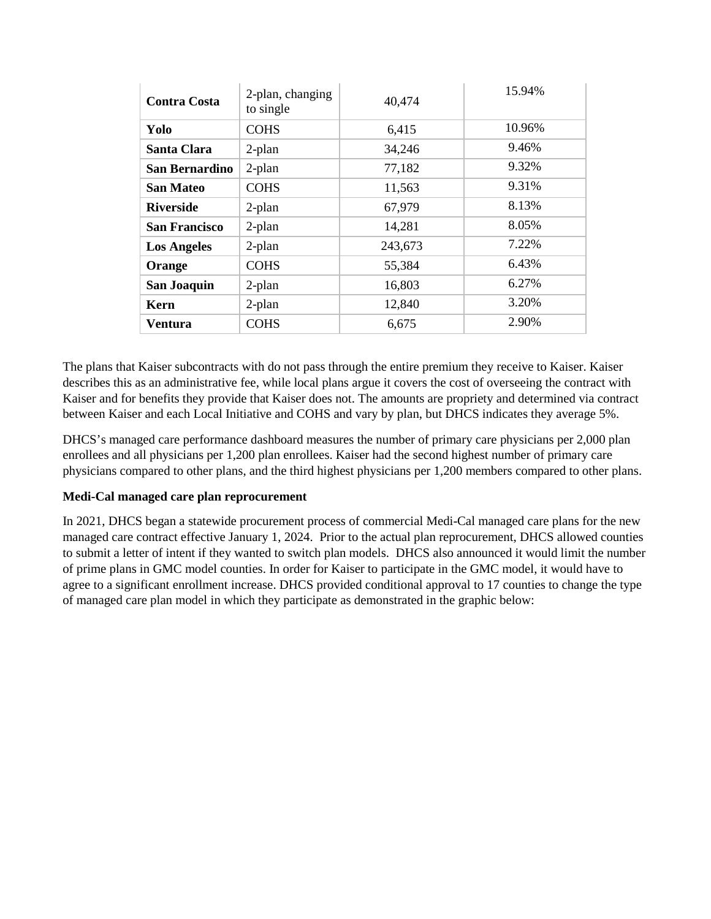| | | | |
|---|---|---|---|
| **Contra Costa** | 2-plan, changing to single | 40,474 | 15.94% |
| **Yolo** | COHS | 6,415 | 10.96% |
| **Santa Clara** | 2-plan | 34,246 | 9.46% |
| **San Bernardino** | 2-plan | 77,182 | 9.32% |
| **San Mateo** | COHS | 11,563 | 9.31% |
| **Riverside** | 2-plan | 67,979 | 8.13% |
| **San Francisco** | 2-plan | 14,281 | 8.05% |
| **Los Angeles** | 2-plan | 243,673 | 7.22% |
| **Orange** | COHS | 55,384 | 6.43% |
| **San Joaquin** | 2-plan | 16,803 | 6.27% |
| **Kern** | 2-plan | 12,840 | 3.20% |
| **Ventura** | COHS | 6,675 | 2.90% |

The plans that Kaiser subcontracts with do not pass through the entire premium they receive to Kaiser. Kaiser describes this as an administrative fee, while local plans argue it covers the cost of overseeing the contract with Kaiser and for benefits they provide that Kaiser does not. The amounts are propriety and determined via contract between Kaiser and each Local Initiative and COHS and vary by plan, but DHCS indicates they average 5%.

DHCS's managed care performance dashboard measures the number of primary care physicians per 2,000 plan enrollees and all physicians per 1,200 plan enrollees. Kaiser had the second highest number of primary care physicians compared to other plans, and the third highest physicians per 1,200 members compared to other plans.

**Medi-Cal managed care plan reprocurement**

In 2021, DHCS began a statewide procurement process of commercial Medi-Cal managed care plans for the new managed care contract effective January 1, 2024. Prior to the actual plan reprocurement, DHCS allowed counties to submit a letter of intent if they wanted to switch plan models. DHCS also announced it would limit the number of prime plans in GMC model counties. In order for Kaiser to participate in the GMC model, it would have to agree to a significant enrollment increase. DHCS provided conditional approval to 17 counties to change the type of managed care plan model in which they participate as demonstrated in the graphic below: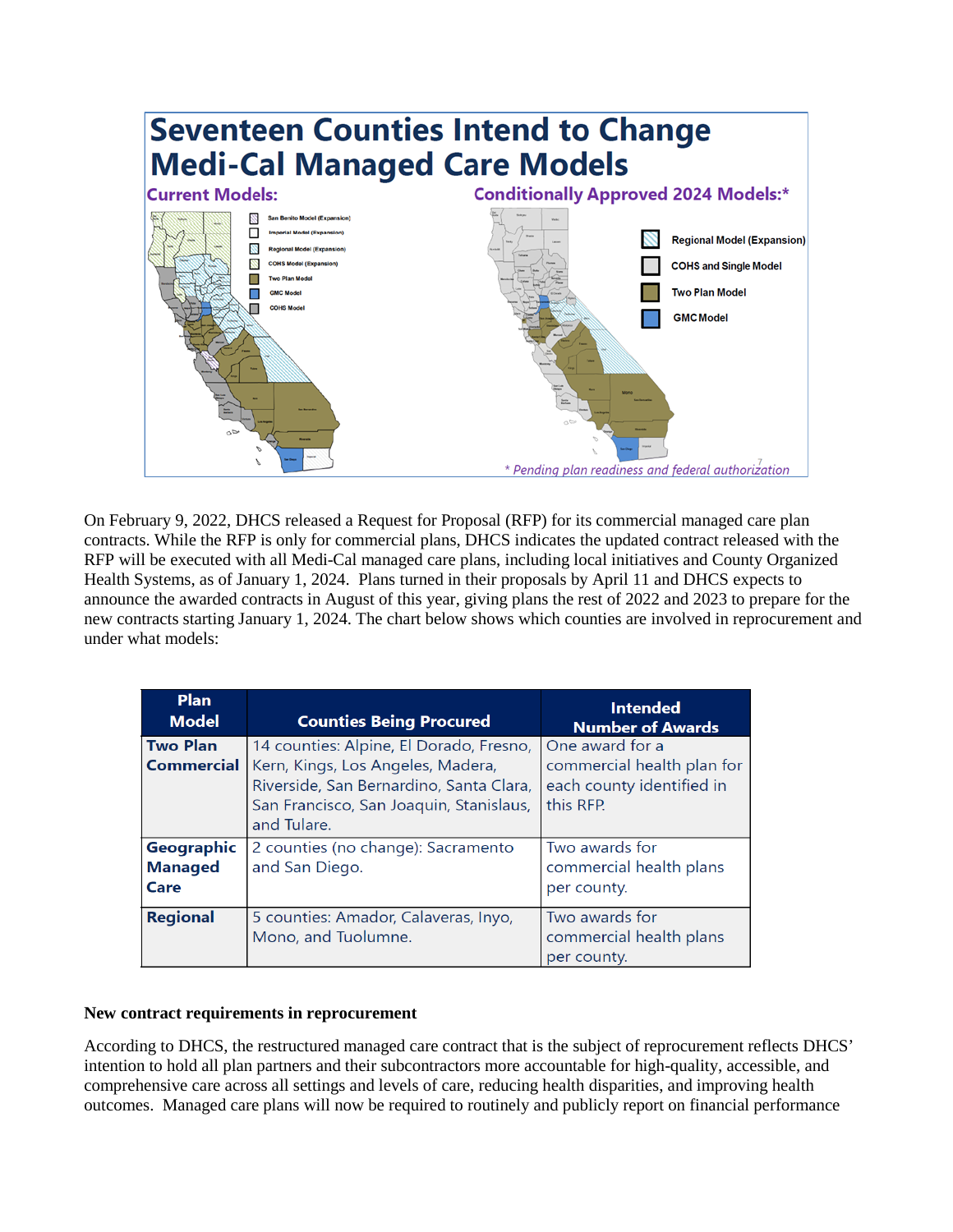## Seventeen Counties Intend to Change Medi-Cal Managed Care Models

**Current Models:**

- San Benito Model (Expansion)
- Imperial Model (Expansion)
- Regional Model (Expansion)
- COHS Model (Expansion)
- Two Plan Model
- GMC Model
- COHS Model

**Conditionally Approved 2024 Models:***

- Regional Model (Expansion)
- COHS and Single Model
- Two Plan Model
- GMC Model

*\* Pending plan readiness and federal authorization*

On February 9, 2022, DHCS released a Request for Proposal (RFP) for its commercial managed care plan contracts. While the RFP is only for commercial plans, DHCS indicates the updated contract released with the RFP will be executed with all Medi-Cal managed care plans, including local initiatives and County Organized Health Systems, as of January 1, 2024. Plans turned in their proposals by April 11 and DHCS expects to announce the awarded contracts in August of this year, giving plans the rest of 2022 and 2023 to prepare for the new contracts starting January 1, 2024. The chart below shows which counties are involved in reprocurement and under what models:

| Plan Model | Counties Being Procured | Intended Number of Awards |
|---|---|---|
| **Two Plan Commercial** | 14 counties: Alpine, El Dorado, Fresno, Kern, Kings, Los Angeles, Madera, Riverside, San Bernardino, Santa Clara, San Francisco, San Joaquin, Stanislaus, and Tulare. | One award for a commercial health plan for each county identified in this RFP. |
| **Geographic Managed Care** | 2 counties (no change): Sacramento and San Diego. | Two awards for commercial health plans per county. |
| **Regional** | 5 counties: Amador, Calaveras, Inyo, Mono, and Tuolumne. | Two awards for commercial health plans per county. |

**New contract requirements in reprocurement**

According to DHCS, the restructured managed care contract that is the subject of reprocurement reflects DHCS' intention to hold all plan partners and their subcontractors more accountable for high-quality, accessible, and comprehensive care across all settings and levels of care, reducing health disparities, and improving health outcomes. Managed care plans will now be required to routinely and publicly report on financial performance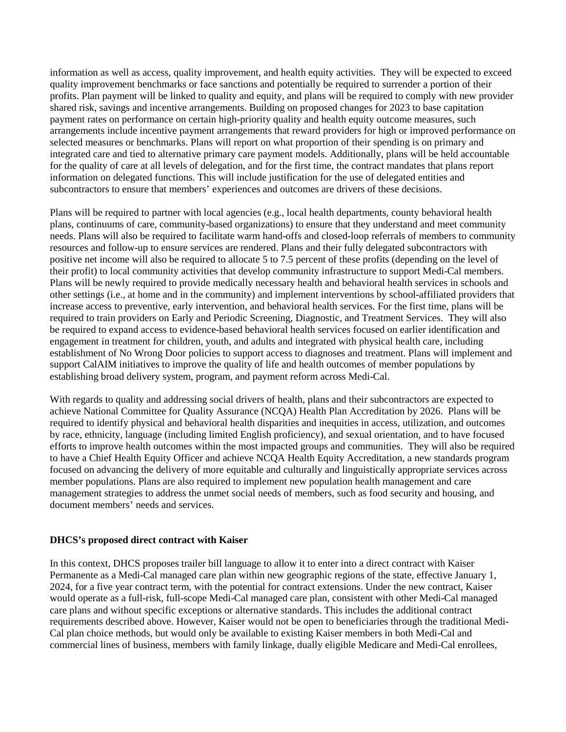information as well as access, quality improvement, and health equity activities. They will be expected to exceed quality improvement benchmarks or face sanctions and potentially be required to surrender a portion of their profits. Plan payment will be linked to quality and equity, and plans will be required to comply with new provider shared risk, savings and incentive arrangements. Building on proposed changes for 2023 to base capitation payment rates on performance on certain high-priority quality and health equity outcome measures, such arrangements include incentive payment arrangements that reward providers for high or improved performance on selected measures or benchmarks. Plans will report on what proportion of their spending is on primary and integrated care and tied to alternative primary care payment models. Additionally, plans will be held accountable for the quality of care at all levels of delegation, and for the first time, the contract mandates that plans report information on delegated functions. This will include justification for the use of delegated entities and subcontractors to ensure that members' experiences and outcomes are drivers of these decisions.

Plans will be required to partner with local agencies (e.g., local health departments, county behavioral health plans, continuums of care, community-based organizations) to ensure that they understand and meet community needs. Plans will also be required to facilitate warm hand-offs and closed-loop referrals of members to community resources and follow-up to ensure services are rendered. Plans and their fully delegated subcontractors with positive net income will also be required to allocate 5 to 7.5 percent of these profits (depending on the level of their profit) to local community activities that develop community infrastructure to support Medi-Cal members. Plans will be newly required to provide medically necessary health and behavioral health services in schools and other settings (i.e., at home and in the community) and implement interventions by school-affiliated providers that increase access to preventive, early intervention, and behavioral health services. For the first time, plans will be required to train providers on Early and Periodic Screening, Diagnostic, and Treatment Services. They will also be required to expand access to evidence-based behavioral health services focused on earlier identification and engagement in treatment for children, youth, and adults and integrated with physical health care, including establishment of No Wrong Door policies to support access to diagnoses and treatment. Plans will implement and support CalAIM initiatives to improve the quality of life and health outcomes of member populations by establishing broad delivery system, program, and payment reform across Medi-Cal.

With regards to quality and addressing social drivers of health, plans and their subcontractors are expected to achieve National Committee for Quality Assurance (NCQA) Health Plan Accreditation by 2026. Plans will be required to identify physical and behavioral health disparities and inequities in access, utilization, and outcomes by race, ethnicity, language (including limited English proficiency), and sexual orientation, and to have focused efforts to improve health outcomes within the most impacted groups and communities. They will also be required to have a Chief Health Equity Officer and achieve NCQA Health Equity Accreditation, a new standards program focused on advancing the delivery of more equitable and culturally and linguistically appropriate services across member populations. Plans are also required to implement new population health management and care management strategies to address the unmet social needs of members, such as food security and housing, and document members' needs and services.

**DHCS's proposed direct contract with Kaiser**

In this context, DHCS proposes trailer bill language to allow it to enter into a direct contract with Kaiser Permanente as a Medi-Cal managed care plan within new geographic regions of the state, effective January 1, 2024, for a five year contract term, with the potential for contract extensions. Under the new contract, Kaiser would operate as a full-risk, full-scope Medi-Cal managed care plan, consistent with other Medi-Cal managed care plans and without specific exceptions or alternative standards. This includes the additional contract requirements described above. However, Kaiser would not be open to beneficiaries through the traditional Medi-Cal plan choice methods, but would only be available to existing Kaiser members in both Medi-Cal and commercial lines of business, members with family linkage, dually eligible Medicare and Medi-Cal enrollees,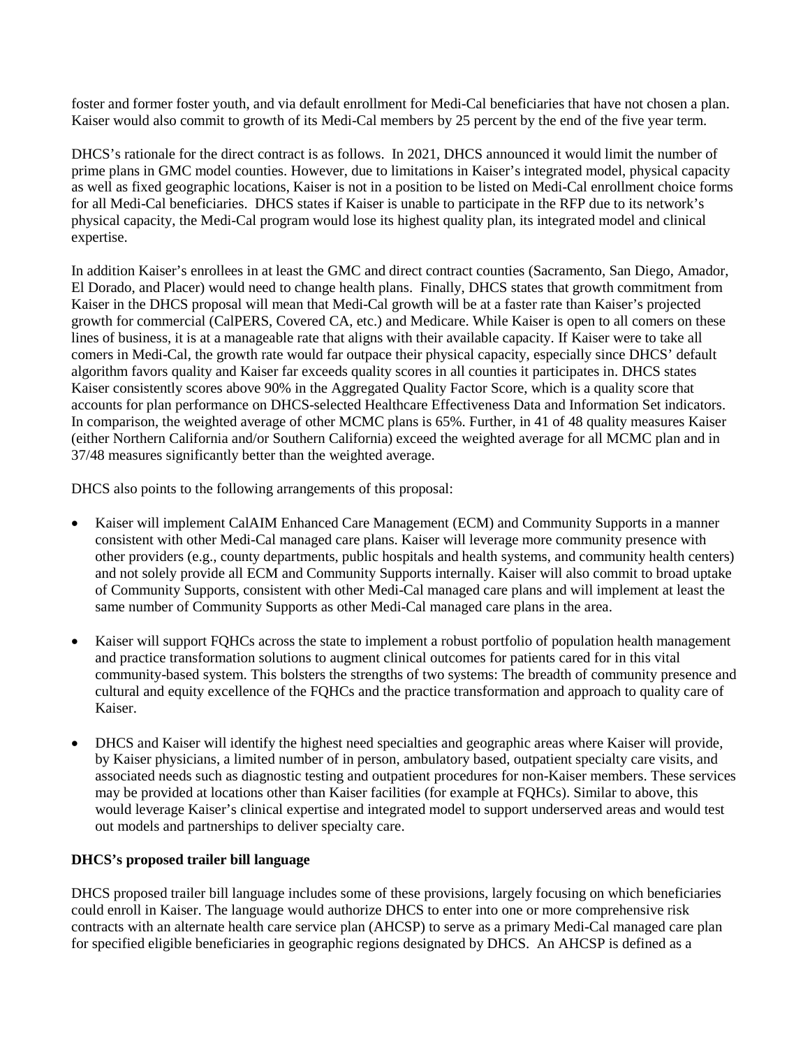foster and former foster youth, and via default enrollment for Medi-Cal beneficiaries that have not chosen a plan. Kaiser would also commit to growth of its Medi-Cal members by 25 percent by the end of the five year term.

DHCS's rationale for the direct contract is as follows. In 2021, DHCS announced it would limit the number of prime plans in GMC model counties. However, due to limitations in Kaiser's integrated model, physical capacity as well as fixed geographic locations, Kaiser is not in a position to be listed on Medi-Cal enrollment choice forms for all Medi-Cal beneficiaries. DHCS states if Kaiser is unable to participate in the RFP due to its network's physical capacity, the Medi-Cal program would lose its highest quality plan, its integrated model and clinical expertise.

In addition Kaiser's enrollees in at least the GMC and direct contract counties (Sacramento, San Diego, Amador, El Dorado, and Placer) would need to change health plans. Finally, DHCS states that growth commitment from Kaiser in the DHCS proposal will mean that Medi-Cal growth will be at a faster rate than Kaiser's projected growth for commercial (CalPERS, Covered CA, etc.) and Medicare. While Kaiser is open to all comers on these lines of business, it is at a manageable rate that aligns with their available capacity. If Kaiser were to take all comers in Medi-Cal, the growth rate would far outpace their physical capacity, especially since DHCS' default algorithm favors quality and Kaiser far exceeds quality scores in all counties it participates in. DHCS states Kaiser consistently scores above 90% in the Aggregated Quality Factor Score, which is a quality score that accounts for plan performance on DHCS-selected Healthcare Effectiveness Data and Information Set indicators. In comparison, the weighted average of other MCMC plans is 65%. Further, in 41 of 48 quality measures Kaiser (either Northern California and/or Southern California) exceed the weighted average for all MCMC plan and in 37/48 measures significantly better than the weighted average.

DHCS also points to the following arrangements of this proposal:

- Kaiser will implement CalAIM Enhanced Care Management (ECM) and Community Supports in a manner consistent with other Medi-Cal managed care plans. Kaiser will leverage more community presence with other providers (e.g., county departments, public hospitals and health systems, and community health centers) and not solely provide all ECM and Community Supports internally. Kaiser will also commit to broad uptake of Community Supports, consistent with other Medi-Cal managed care plans and will implement at least the same number of Community Supports as other Medi-Cal managed care plans in the area.

- Kaiser will support FQHCs across the state to implement a robust portfolio of population health management and practice transformation solutions to augment clinical outcomes for patients cared for in this vital community-based system. This bolsters the strengths of two systems: The breadth of community presence and cultural and equity excellence of the FQHCs and the practice transformation and approach to quality care of Kaiser.

- DHCS and Kaiser will identify the highest need specialties and geographic areas where Kaiser will provide, by Kaiser physicians, a limited number of in person, ambulatory based, outpatient specialty care visits, and associated needs such as diagnostic testing and outpatient procedures for non-Kaiser members. These services may be provided at locations other than Kaiser facilities (for example at FQHCs). Similar to above, this would leverage Kaiser's clinical expertise and integrated model to support underserved areas and would test out models and partnerships to deliver specialty care.

**DHCS's proposed trailer bill language**

DHCS proposed trailer bill language includes some of these provisions, largely focusing on which beneficiaries could enroll in Kaiser. The language would authorize DHCS to enter into one or more comprehensive risk contracts with an alternate health care service plan (AHCSP) to serve as a primary Medi-Cal managed care plan for specified eligible beneficiaries in geographic regions designated by DHCS. An AHCSP is defined as a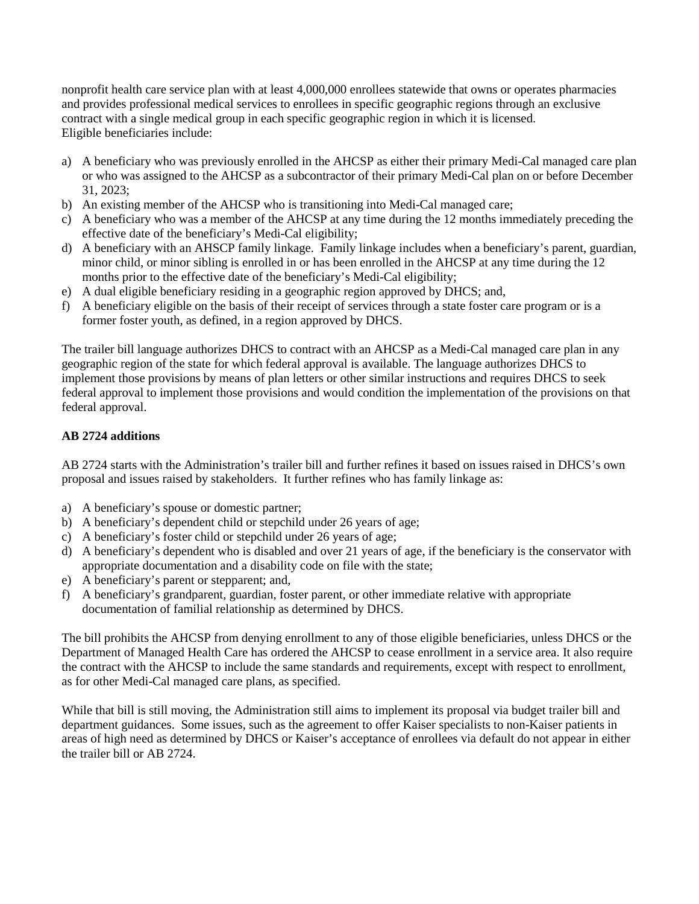nonprofit health care service plan with at least 4,000,000 enrollees statewide that owns or operates pharmacies and provides professional medical services to enrollees in specific geographic regions through an exclusive contract with a single medical group in each specific geographic region in which it is licensed.
Eligible beneficiaries include:

a) A beneficiary who was previously enrolled in the AHCSP as either their primary Medi-Cal managed care plan or who was assigned to the AHCSP as a subcontractor of their primary Medi-Cal plan on or before December 31, 2023;
b) An existing member of the AHCSP who is transitioning into Medi-Cal managed care;
c) A beneficiary who was a member of the AHCSP at any time during the 12 months immediately preceding the effective date of the beneficiary's Medi-Cal eligibility;
d) A beneficiary with an AHSCP family linkage. Family linkage includes when a beneficiary's parent, guardian, minor child, or minor sibling is enrolled in or has been enrolled in the AHCSP at any time during the 12 months prior to the effective date of the beneficiary's Medi-Cal eligibility;
e) A dual eligible beneficiary residing in a geographic region approved by DHCS; and,
f) A beneficiary eligible on the basis of their receipt of services through a state foster care program or is a former foster youth, as defined, in a region approved by DHCS.

The trailer bill language authorizes DHCS to contract with an AHCSP as a Medi-Cal managed care plan in any geographic region of the state for which federal approval is available. The language authorizes DHCS to implement those provisions by means of plan letters or other similar instructions and requires DHCS to seek federal approval to implement those provisions and would condition the implementation of the provisions on that federal approval.

**AB 2724 additions**

AB 2724 starts with the Administration's trailer bill and further refines it based on issues raised in DHCS's own proposal and issues raised by stakeholders. It further refines who has family linkage as:

a) A beneficiary's spouse or domestic partner;
b) A beneficiary's dependent child or stepchild under 26 years of age;
c) A beneficiary's foster child or stepchild under 26 years of age;
d) A beneficiary's dependent who is disabled and over 21 years of age, if the beneficiary is the conservator with appropriate documentation and a disability code on file with the state;
e) A beneficiary's parent or stepparent; and,
f) A beneficiary's grandparent, guardian, foster parent, or other immediate relative with appropriate documentation of familial relationship as determined by DHCS.

The bill prohibits the AHCSP from denying enrollment to any of those eligible beneficiaries, unless DHCS or the Department of Managed Health Care has ordered the AHCSP to cease enrollment in a service area. It also require the contract with the AHCSP to include the same standards and requirements, except with respect to enrollment, as for other Medi-Cal managed care plans, as specified.

While that bill is still moving, the Administration still aims to implement its proposal via budget trailer bill and department guidances. Some issues, such as the agreement to offer Kaiser specialists to non-Kaiser patients in areas of high need as determined by DHCS or Kaiser's acceptance of enrollees via default do not appear in either the trailer bill or AB 2724.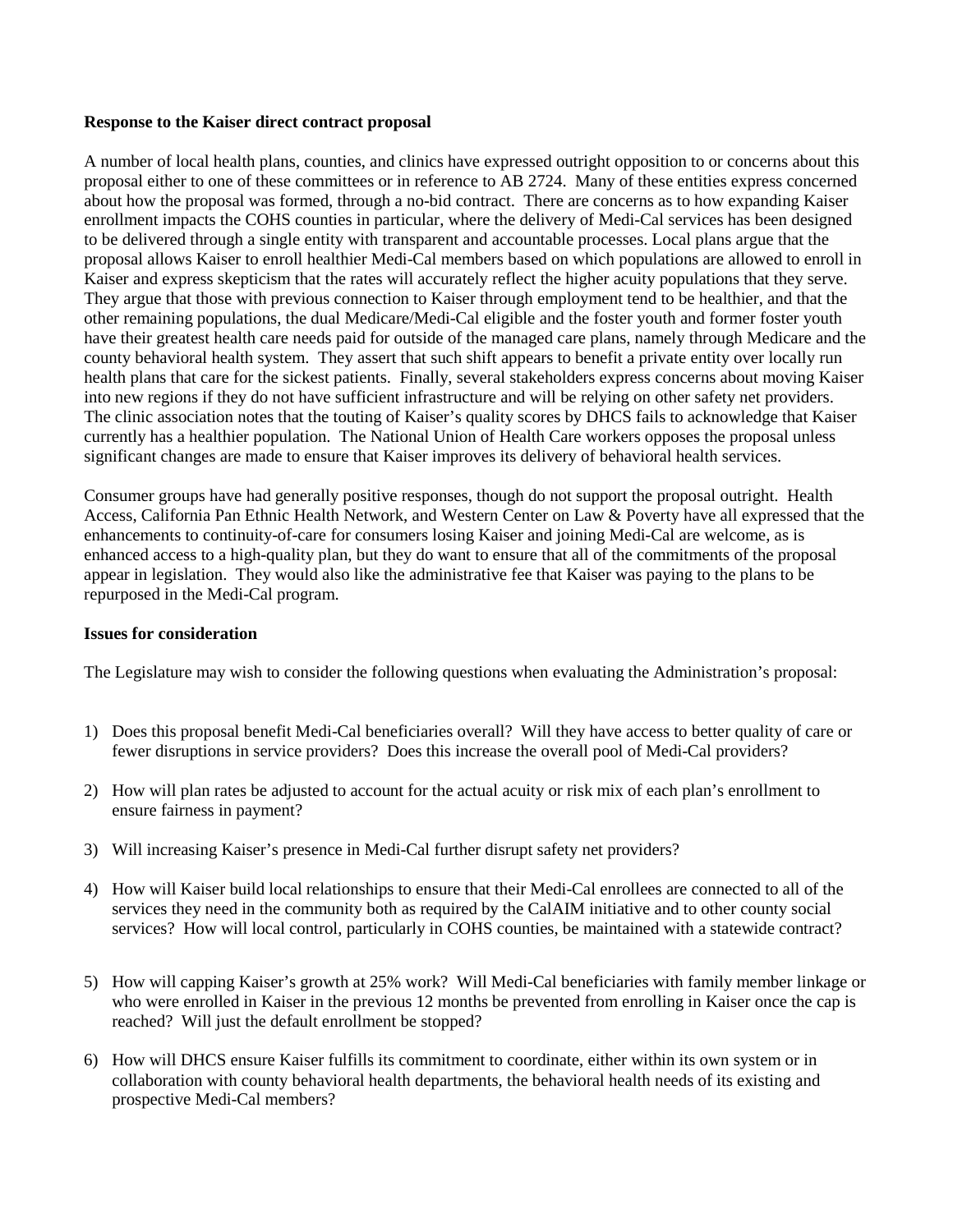**Response to the Kaiser direct contract proposal**

A number of local health plans, counties, and clinics have expressed outright opposition to or concerns about this proposal either to one of these committees or in reference to AB 2724. Many of these entities express concerned about how the proposal was formed, through a no-bid contract. There are concerns as to how expanding Kaiser enrollment impacts the COHS counties in particular, where the delivery of Medi-Cal services has been designed to be delivered through a single entity with transparent and accountable processes. Local plans argue that the proposal allows Kaiser to enroll healthier Medi-Cal members based on which populations are allowed to enroll in Kaiser and express skepticism that the rates will accurately reflect the higher acuity populations that they serve. They argue that those with previous connection to Kaiser through employment tend to be healthier, and that the other remaining populations, the dual Medicare/Medi-Cal eligible and the foster youth and former foster youth have their greatest health care needs paid for outside of the managed care plans, namely through Medicare and the county behavioral health system. They assert that such shift appears to benefit a private entity over locally run health plans that care for the sickest patients. Finally, several stakeholders express concerns about moving Kaiser into new regions if they do not have sufficient infrastructure and will be relying on other safety net providers. The clinic association notes that the touting of Kaiser's quality scores by DHCS fails to acknowledge that Kaiser currently has a healthier population. The National Union of Health Care workers opposes the proposal unless significant changes are made to ensure that Kaiser improves its delivery of behavioral health services.

Consumer groups have had generally positive responses, though do not support the proposal outright. Health Access, California Pan Ethnic Health Network, and Western Center on Law & Poverty have all expressed that the enhancements to continuity-of-care for consumers losing Kaiser and joining Medi-Cal are welcome, as is enhanced access to a high-quality plan, but they do want to ensure that all of the commitments of the proposal appear in legislation. They would also like the administrative fee that Kaiser was paying to the plans to be repurposed in the Medi-Cal program.

**Issues for consideration**

The Legislature may wish to consider the following questions when evaluating the Administration's proposal:

1) Does this proposal benefit Medi-Cal beneficiaries overall? Will they have access to better quality of care or fewer disruptions in service providers? Does this increase the overall pool of Medi-Cal providers?

2) How will plan rates be adjusted to account for the actual acuity or risk mix of each plan's enrollment to ensure fairness in payment?

3) Will increasing Kaiser's presence in Medi-Cal further disrupt safety net providers?

4) How will Kaiser build local relationships to ensure that their Medi-Cal enrollees are connected to all of the services they need in the community both as required by the CalAIM initiative and to other county social services? How will local control, particularly in COHS counties, be maintained with a statewide contract?

5) How will capping Kaiser's growth at 25% work? Will Medi-Cal beneficiaries with family member linkage or who were enrolled in Kaiser in the previous 12 months be prevented from enrolling in Kaiser once the cap is reached? Will just the default enrollment be stopped?

6) How will DHCS ensure Kaiser fulfills its commitment to coordinate, either within its own system or in collaboration with county behavioral health departments, the behavioral health needs of its existing and prospective Medi-Cal members?